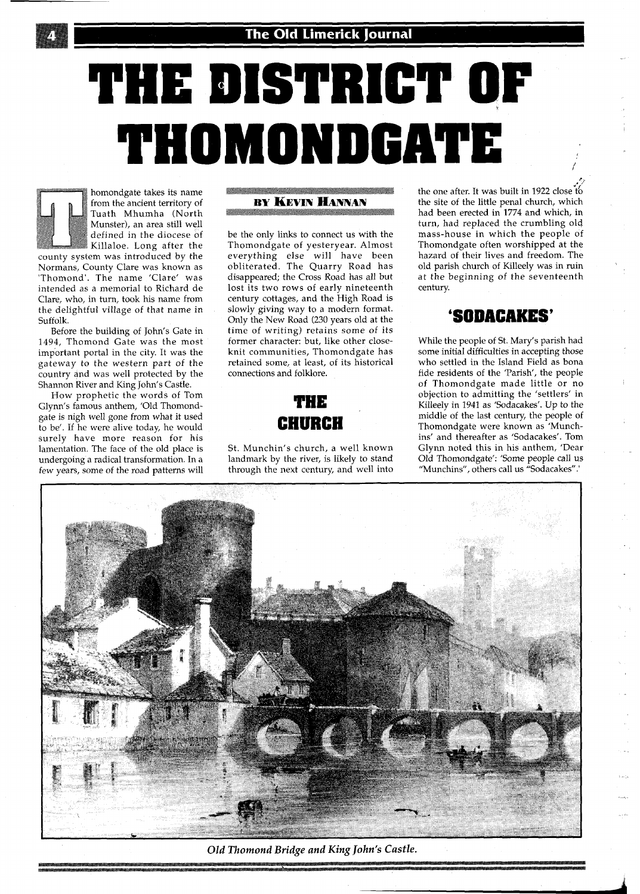# THE DISTRICT OF THOMONDGATE

**BY KEVIN HANNAN**

Thomondgate takes its name from the ancient territory of Tuath Mhumha (North Munster), an area still well defined in the diocese of Killaloe. Long after the county system was introduced by the Normans, County Clare was known as 'Thomond'. The name 'Clare' was intended as a memorial to Richard de Clare, who, in turn, took his name from the delightful village of that name in Suffolk.

Before the building of John's Gate in 1494, Thomond Gate was the most important portal in the city. It was the gateway to the western part of the country and was well protected by the Shannon River and King John's Castle.

How prophetic the words of Tom Glynn's famous anthem, 'Old Thomondgate is nigh well gone from what it used to be'. If he were alive today, he would surely have more reason for his lamentation. The face of the old place is undergoing a radical transformation. In a few years, some of the road patterns will be the only links to connect us with the Thomondgate of yesteryear. Almost everything else will have been obliterated. The Quarry Road has disappeared; the Cross Road has all but lost its two rows of early nineteenth century cottages, and the High Road is slowly giving way to a modern format. Only the New Road (230 years old at the time of writing) retains some of its former character: but, like other close-knit communities, Thomondgate has retained some, at least, of its historical connections and folklore.

## THE CHURCH

St. Munchin's church, a well known landmark by the river, is likely to stand through the next century, and well into the one after. It was built in 1922 close to the site of the little penal church, which had been erected in 1774 and which, in turn, had replaced the crumbling old mass-house in which the people of Thomondgate often worshipped at the hazard of their lives and freedom. The old parish church of Killeely was in ruin at the beginning of the seventeenth century.

## 'SODACAKES'

While the people of St. Mary's parish had some initial difficulties in accepting those who settled in the Island Field as bona fide residents of the 'Parish', the people of Thomondgate made little or no objection to admitting the 'settlers' in Killeely in 1941 as 'Sodacakes'. Up to the middle of the last century, the people of Thomondgate were known as 'Munchins' and thereafter as 'Sodacakes'. Tom Glynn noted this in his anthem, 'Dear Old Thomondgate': 'Some people call us "Munchins", others call us "Sodacakes".'

*Old Thomond Bridge and King John's Castle.*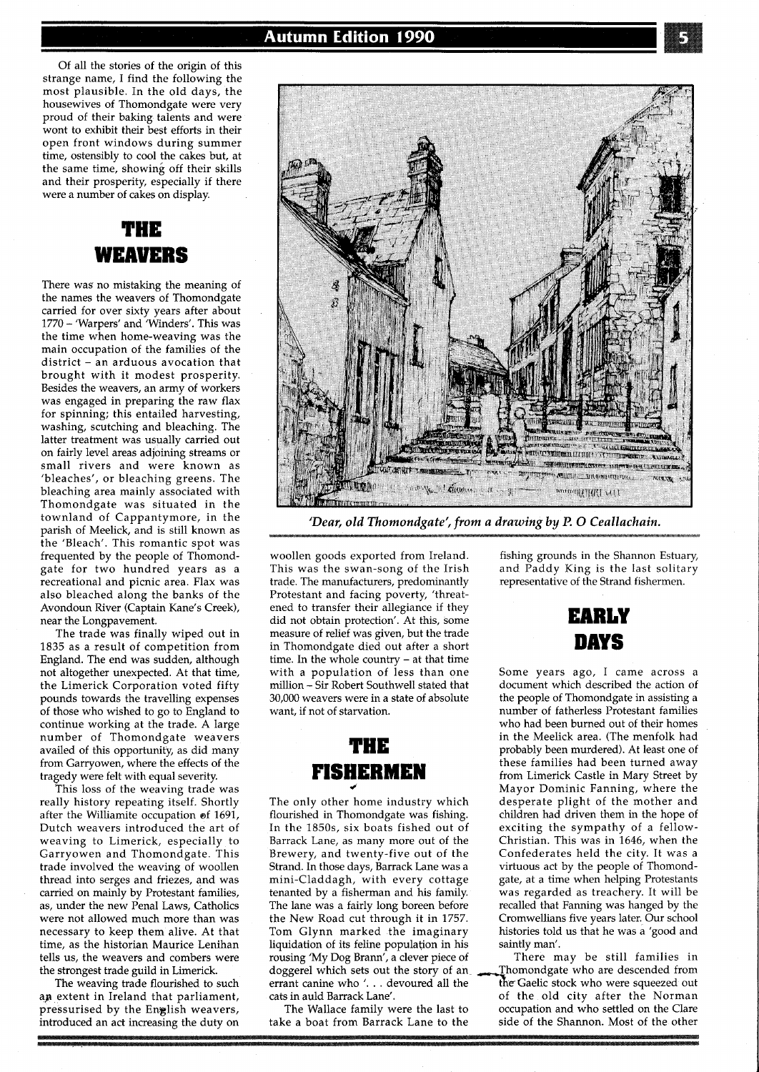Of all the stories of the origin of this strange name, I find the following the most plausible. In the old days, the housewives of Thomondgate were very proud of their baking talents and were wont to exhibit their best efforts in their open front windows during summer time, ostensibly to cool the cakes but, at the same time, showing off their skills and their prosperity, especially if there were a number of cakes on display.

## THE WEAVERS

There was no mistaking the meaning of the names the weavers of Thomondgate carried for over sixty years after about 1770 – 'Warpers' and 'Winders'. This was the time when home-weaving was the main occupation of the families of the district – an arduous avocation that brought with it modest prosperity. Besides the weavers, an army of workers was engaged in preparing the raw flax for spinning; this entailed harvesting, washing, scutching and bleaching. The latter treatment was usually carried out on fairly level areas adjoining streams or small rivers and were known as 'bleaches', or bleaching greens. The bleaching area mainly associated with Thomondgate was situated in the townland of Cappantymore, in the parish of Meelick, and is still known as the 'Bleach'. This romantic spot was frequented by the people of Thomondgate for two hundred years as a recreational and picnic area. Flax was also bleached along the banks of the Avondoun River (Captain Kane's Creek), near the Longpavement.

The trade was finally wiped out in 1835 as a result of competition from England. The end was sudden, although not altogether unexpected. At that time, the Limerick Corporation voted fifty pounds towards the travelling expenses of those who wished to go to England to continue working at the trade. A large number of Thomondgate weavers availed of this opportunity, as did many from Garryowen, where the effects of the tragedy were felt with equal severity.

This loss of the weaving trade was really history repeating itself. Shortly after the Williamite occupation of 1691, Dutch weavers introduced the art of weaving to Limerick, especially to Garryowen and Thomondgate. This trade involved the weaving of woollen thread into serges and friezes, and was carried on mainly by Protestant families, as, under the new Penal Laws, Catholics were not allowed much more than was necessary to keep them alive. At that time, as the historian Maurice Lenihan tells us, the weavers and combers were the strongest trade guild in Limerick.

The weaving trade flourished to such an extent in Ireland that parliament, pressurised by the English weavers, introduced an act increasing the duty on woollen goods exported from Ireland. This was the swan-song of the Irish trade. The manufacturers, predominantly Protestant and facing poverty, 'threatened to transfer their allegiance if they did not obtain protection'. At this, some measure of relief was given, but the trade in Thomondgate died out after a short time. In the whole country – at that time with a population of less than one million – Sir Robert Southwell stated that 30,000 weavers were in a state of absolute want, if not of starvation.

*'Dear, old Thomondgate', from a drawing by P. O Ceallachain.*

## THE FISHERMEN

The only other home industry which flourished in Thomondgate was fishing. In the 1850s, six boats fished out of Barrack Lane, as many more out of the Brewery, and twenty-five out of the Strand. In those days, Barrack Lane was a mini-Claddagh, with every cottage tenanted by a fisherman and his family. The lane was a fairly long boreen before the New Road cut through it in 1757. Tom Glynn marked the imaginary liquidation of its feline population in his rousing 'My Dog Brann', a clever piece of doggerel which sets out the story of an errant canine who '. . . devoured all the cats in auld Barrack Lane'.

The Wallace family were the last to take a boat from Barrack Lane to the fishing grounds in the Shannon Estuary, and Paddy King is the last solitary representative of the Strand fishermen.

## EARLY DAYS

Some years ago, I came across a document which described the action of the people of Thomondgate in assisting a number of fatherless Protestant families who had been burned out of their homes in the Meelick area. (The menfolk had probably been murdered). At least one of these families had been turned away from Limerick Castle in Mary Street by Mayor Dominic Fanning, where the desperate plight of the mother and children had driven them in the hope of exciting the sympathy of a fellow-Christian. This was in 1646, when the Confederates held the city. It was a virtuous act by the people of Thomondgate, at a time when helping Protestants was regarded as treachery. It will be recalled that Fanning was hanged by the Cromwellians five years later. Our school histories told us that he was a 'good and saintly man'.

There may be still families in Thomondgate who are descended from the Gaelic stock who were squeezed out of the old city after the Norman occupation and who settled on the Clare side of the Shannon. Most of the other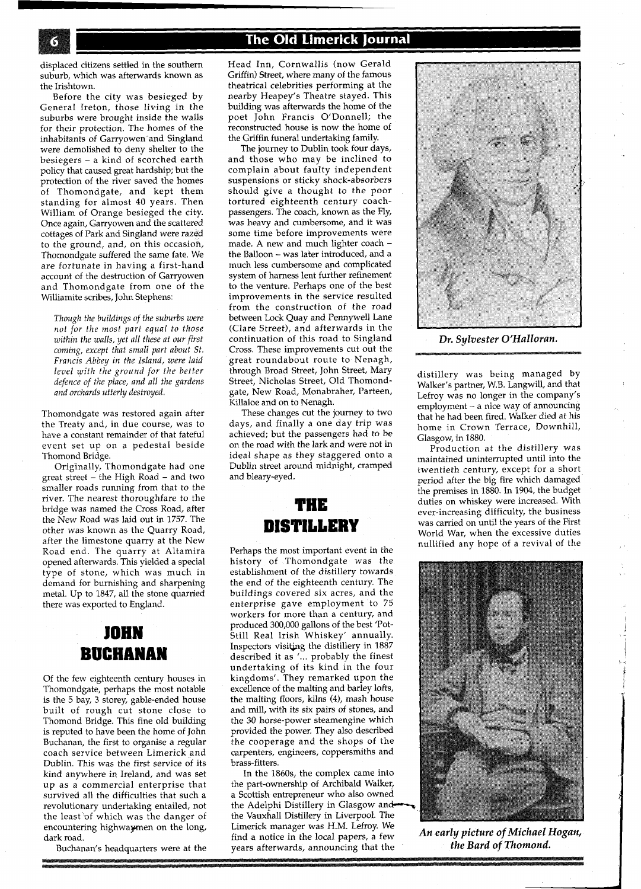displaced citizens settled in the southern suburb, which was afterwards known as the Irishtown.

Before the city was besieged by General Ireton, those living in the suburbs were brought inside the walls for their protection. The homes of the inhabitants of Garryowen and Singland were demolished to deny shelter to the besiegers – a kind of scorched earth policy that caused great hardship; but the protection of the river saved the homes of Thomondgate, and kept them standing for almost 40 years. Then William of Orange besieged the city. Once again, Garryowen and the scattered cottages of Park and Singland were razed to the ground, and, on this occasion, Thomondgate suffered the same fate. We are fortunate in having a first-hand account of the destruction of Garryowen and Thomondgate from one of the Williamite scribes, John Stephens:

> *Though the buildings of the suburbs were not for the most part equal to those within the walls, yet all these at our first coming, except that small part about St. Francis Abbey in the Island, were laid level with the ground for the better defence of the place, and all the gardens and orchards utterly destroyed.*

Thomondgate was restored again after the Treaty and, in due course, was to have a constant remainder of that fateful event set up on a pedestal beside Thomond Bridge.

Originally, Thomondgate had one great street – the High Road – and two smaller roads running from that to the river. The nearest thoroughfare to the bridge was named the Cross Road, after the New Road was laid out in 1757. The other was known as the Quarry Road, after the limestone quarry at the New Road end. The quarry at Altamira opened afterwards. This yielded a special type of stone, which was much in demand for burnishing and sharpening metal. Up to 1847, all the stone quarried there was exported to England.

## JOHN BUCHANAN

Of the few eighteenth century houses in Thomondgate, perhaps the most notable is the 5 bay, 3 storey, gable-ended house built of rough cut stone close to Thomond Bridge. This fine old building is reputed to have been the home of John Buchanan, the first to organise a regular coach service between Limerick and Dublin. This was the first service of its kind anywhere in Ireland, and was set up as a commercial enterprise that survived all the difficulties that such a revolutionary undertaking entailed, not the least of which was the danger of encountering highwaymen on the long, dark road.

Buchanan's headquarters were at the Head Inn, Cornwallis (now Gerald Griffin) Street, where many of the famous theatrical celebrities performing at the nearby Heapey's Theatre stayed. This building was afterwards the home of the poet John Francis O'Donnell; the reconstructed house is now the home of the Griffin funeral undertaking family.

The journey to Dublin took four days, and those who may be inclined to complain about faulty independent suspensions or sticky shock-absorbers should give a thought to the poor tortured eighteenth century coach-passengers. The coach, known as the Fly, was heavy and cumbersome, and it was some time before improvements were made. A new and much lighter coach – the Balloon – was later introduced, and a much less cumbersome and complicated system of harness lent further refinement to the venture. Perhaps one of the best improvements in the service resulted from the construction of the road between Lock Quay and Pennywell Lane (Clare Street), and afterwards in the continuation of this road to Singland Cross. These improvements cut out the great roundabout route to Nenagh, through Broad Street, John Street, Mary Street, Nicholas Street, Old Thomondgate, New Road, Monabraher, Parteen, Killaloe and on to Nenagh.

These changes cut the journey to two days, and finally a one day trip was achieved; but the passengers had to be on the road with the lark and were not in ideal shape as they staggered onto a Dublin street around midnight, cramped and bleary-eyed.

## THE DISTILLERY

Perhaps the most important event in the history of Thomondgate was the establishment of the distillery towards the end of the eighteenth century. The buildings covered six acres, and the enterprise gave employment to 75 workers for more than a century, and produced 300,000 gallons of the best 'Pot-Still Real Irish Whiskey' annually. Inspectors visiting the distillery in 1887 described it as '... probably the finest undertaking of its kind in the four kingdoms'. They remarked upon the excellence of the malting and barley lofts, the malting floors, kilns (4), mash house and mill, with its six pairs of stones, and the 30 horse-power steamengine which provided the power. They also described the cooperage and the shops of the carpenters, engineers, coppersmiths and brass-fitters.

In the 1860s, the complex came into the part-ownership of Archibald Walker, a Scottish entrepreneur who also owned the Adelphi Distillery in Glasgow and the Vauxhall Distillery in Liverpool. The Limerick manager was H.M. Lefroy. We find a notice in the local papers, a few years afterwards, announcing that the distillery was being managed by Walker's partner, W.B. Langwill, and that Lefroy was no longer in the company's employment – a nice way of announcing that he had been fired. Walker died at his home in Crown Terrace, Downhill, Glasgow, in 1880.

Production at the distillery was maintained uninterrupted until into the twentieth century, except for a short period after the big fire which damaged the premises in 1880. In 1904, the budget duties on whiskey were increased. With ever-increasing difficulty, the business was carried on until the years of the First World War, when the excessive duties nullified any hope of a revival of the

*Dr. Sylvester O'Halloran.*

*An early picture of Michael Hogan, the Bard of Thomond.*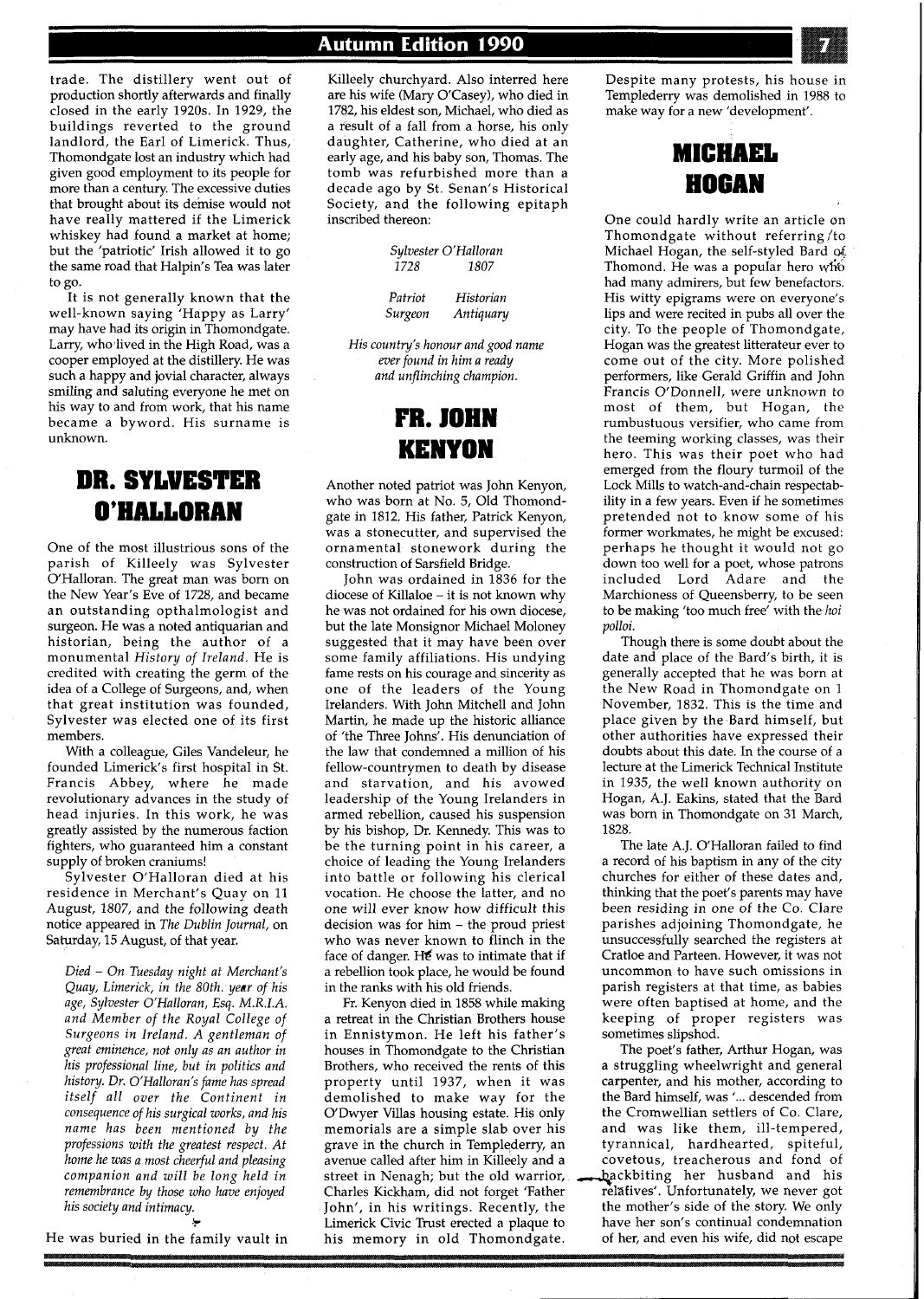trade. The distillery went out of production shortly afterwards and finally closed in the early 1920s. In 1929, the buildings reverted to the ground landlord, the Earl of Limerick. Thus, Thomondgate lost an industry which had given good employment to its people for more than a century. The excessive duties that brought about its demise would not have really mattered if the Limerick whiskey had found a market at home; but the 'patriotic' Irish allowed it to go the same road that Halpin's Tea was later to go.

It is not generally known that the well-known saying 'Happy as Larry' may have had its origin in Thomondgate. Larry, who lived in the High Road, was a cooper employed at the distillery. He was such a happy and jovial character, always smiling and saluting everyone he met on his way to and from work, that his name became a byword. His surname is unknown.

## DR. SYLVESTER O'HALLORAN

One of the most illustrious sons of the parish of Killeely was Sylvester O'Halloran. The great man was born on the New Year's Eve of 1728, and became an outstanding opthalmologist and surgeon. He was a noted antiquarian and historian, being the author of a monumental *History of Ireland*. He is credited with creating the germ of the idea of a College of Surgeons, and, when that great institution was founded, Sylvester was elected one of its first members.

With a colleague, Giles Vandeleur, he founded Limerick's first hospital in St. Francis Abbey, where he made revolutionary advances in the study of head injuries. In this work, he was greatly assisted by the numerous faction fighters, who guaranteed him a constant supply of broken craniums!

Sylvester O'Halloran died at his residence in Merchant's Quay on 11 August, 1807, and the following death notice appeared in *The Dublin Journal*, on Saturday, 15 August, of that year.

*Died – On Tuesday night at Merchant's Quay, Limerick, in the 80th. year of his age, Sylvester O'Halloran, Esq. M.R.I.A. and Member of the Royal College of Surgeons in Ireland. A gentleman of great eminence, not only as an author in his professional line, but in politics and history. Dr. O'Halloran's fame has spread itself all over the Continent in consequence of his surgical works, and his name has been mentioned by the professions with the greatest respect. At home he was a most cheerful and pleasing companion and will be long held in remembrance by those who have enjoyed his society and intimacy.*

He was buried in the family vault in Killeely churchyard. Also interred here are his wife (Mary O'Casey), who died in 1782, his eldest son, Michael, who died as a result of a fall from a horse, his only daughter, Catherine, who died at an early age, and his baby son, Thomas. The tomb was refurbished more than a decade ago by St. Senan's Historical Society, and the following epitaph inscribed thereon:

*Sylvester O'Halloran*
*1728 1807*

*Patriot Historian*
*Surgeon Antiquary*

*His country's honour and good name*
*ever found in him a ready*
*and unflinching champion.*

## FR. JOHN KENYON

Another noted patriot was John Kenyon, who was born at No. 5, Old Thomondgate in 1812. His father, Patrick Kenyon, was a stonecutter, and supervised the ornamental stonework during the construction of Sarsfield Bridge.

John was ordained in 1836 for the diocese of Killaloe – it is not known why he was not ordained for his own diocese, but the late Monsignor Michael Moloney suggested that it may have been over some family affiliations. His undying fame rests on his courage and sincerity as one of the leaders of the Young Irelanders. With John Mitchell and John Martin, he made up the historic alliance of 'the Three Johns'. His denunciation of the law that condemned a million of his fellow-countrymen to death by disease and starvation, and his avowed leadership of the Young Irelanders in armed rebellion, caused his suspension by his bishop, Dr. Kennedy. This was to be the turning point in his career, a choice of leading the Young Irelanders into battle or following his clerical vocation. He choose the latter, and no one will ever know how difficult this decision was for him – the proud priest who was never known to flinch in the face of danger. He was to intimate that if a rebellion took place, he would be found in the ranks with his old friends.

Fr. Kenyon died in 1858 while making a retreat in the Christian Brothers house in Ennistymon. He left his father's houses in Thomondgate to the Christian Brothers, who received the rents of this property until 1937, when it was demolished to make way for the O'Dwyer Villas housing estate. His only memorials are a simple slab over his grave in the church in Templederry, an avenue called after him in Killeely and a street in Nenagh; but the old warrior, Charles Kickham, did not forget 'Father John', in his writings. Recently, the Limerick Civic Trust erected a plaque to his memory in old Thomondgate. Despite many protests, his house in Templederry was demolished in 1988 to make way for a new 'development'.

## MICHAEL HOGAN

One could hardly write an article on Thomondgate without referring to Michael Hogan, the self-styled Bard of Thomond. He was a popular hero who had many admirers, but few benefactors. His witty epigrams were on everyone's lips and were recited in pubs all over the city. To the people of Thomondgate, Hogan was the greatest litterateur ever to come out of the city. More polished performers, like Gerald Griffin and John Francis O'Donnell, were unknown to most of them, but Hogan, the rumbustuous versifier, who came from the teeming working classes, was their hero. This was their poet who had emerged from the floury turmoil of the Lock Mills to watch-and-chain respectability in a few years. Even if he sometimes pretended not to know some of his former workmates, he might be excused: perhaps he thought it would not go down too well for a poet, whose patrons included Lord Adare and the Marchioness of Queensberry, to be seen to be making 'too much free' with the *hoi polloi*.

Though there is some doubt about the date and place of the Bard's birth, it is generally accepted that he was born at the New Road in Thomondgate on 1 November, 1832. This is the time and place given by the Bard himself, but other authorities have expressed their doubts about this date. In the course of a lecture at the Limerick Technical Institute in 1935, the well known authority on Hogan, A.J. Eakins, stated that the Bard was born in Thomondgate on 31 March, 1828.

The late A.J. O'Halloran failed to find a record of his baptism in any of the city churches for either of these dates and, thinking that the poet's parents may have been residing in one of the Co. Clare parishes adjoining Thomondgate, he unsuccessfully searched the registers at Cratloe and Parteen. However, it was not uncommon to have such omissions in parish registers at that time, as babies were often baptised at home, and the keeping of proper registers was sometimes slipshod.

The poet's father, Arthur Hogan, was a struggling wheelwright and general carpenter, and his mother, according to the Bard himself, was '... descended from the Cromwellian settlers of Co. Clare, and was like them, ill-tempered, tyrannical, hardhearted, spiteful, covetous, treacherous and fond of backbiting her husband and his relatives'. Unfortunately, we never got the mother's side of the story. We only have her son's continual condemnation of her, and even his wife, did not escape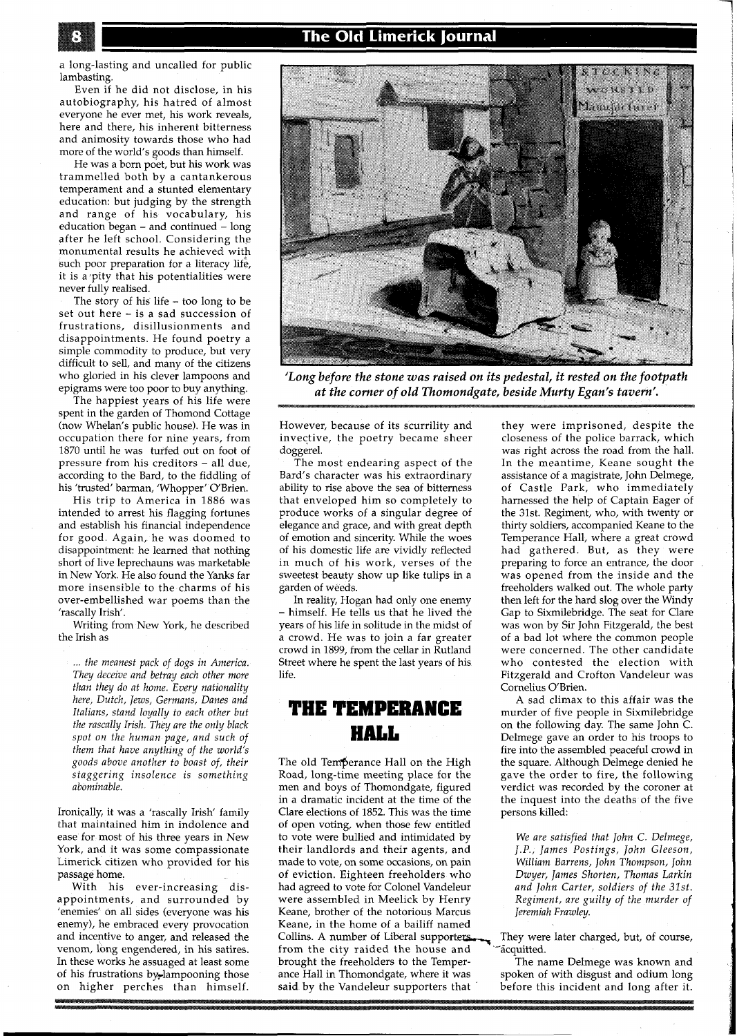a long-lasting and uncalled for public lambasting.

Even if he did not disclose, in his autobiography, his hatred of almost everyone he ever met, his work reveals, here and there, his inherent bitterness and animosity towards those who had more of the world's goods than himself.

He was a born poet, but his work was trammelled both by a cantankerous temperament and a stunted elementary education: but judging by the strength and range of his vocabulary, his education began – and continued – long after he left school. Considering the monumental results he achieved with such poor preparation for a literacy life, it is a pity that his potentialities were never fully realised.

The story of his life – too long to be set out here – is a sad succession of frustrations, disillusionments and disappointments. He found poetry a simple commodity to produce, but very difficult to sell, and many of the citizens who gloried in his clever lampoons and epigrams were too poor to buy anything.

The happiest years of his life were spent in the garden of Thomond Cottage (now Whelan's public house). He was in occupation there for nine years, from 1870 until he was turfed out on foot of pressure from his creditors – all due, according to the Bard, to the fiddling of his 'trusted' barman, 'Whopper' O'Brien.

His trip to America in 1886 was intended to arrest his flagging fortunes and establish his financial independence for good. Again, he was doomed to disappointment: he learned that nothing short of live leprechauns was marketable in New York. He also found the Yanks far more insensible to the charms of his over-embellished war poems than the 'rascally Irish'.

Writing from New York, he described the Irish as

> *... the meanest pack of dogs in America. They deceive and betray each other more than they do at home. Every nationality here, Dutch, Jews, Germans, Danes and Italians, stand loyally to each other but the rascally Irish. They are the only black spot on the human page, and such of them that have anything of the world's goods above another to boast of, their staggering insolence is something abominable.*

Ironically, it was a 'rascally Irish' family that maintained him in indolence and ease for most of his three years in New York, and it was some compassionate Limerick citizen who provided for his passage home.

With his ever-increasing disappointments, and surrounded by 'enemies' on all sides (everyone was his enemy), he embraced every provocation and incentive to anger, and released the venom, long engendered, in his satires. In these works he assuaged at least some of his frustrations by lampooning those on higher perches than himself.

*'Long before the stone was raised on its pedestal, it rested on the footpath at the corner of old Thomondgate, beside Murty Egan's tavern'.*

However, because of its scurrility and invective, the poetry became sheer doggerel.

The most endearing aspect of the Bard's character was his extraordinary ability to rise above the sea of bitterness that enveloped him so completely to produce works of a singular degree of elegance and grace, and with great depth of emotion and sincerity. While the woes of his domestic life are vividly reflected in much of his work, verses of the sweetest beauty show up like tulips in a garden of weeds.

In reality, Hogan had only one enemy – himself. He tells us that he lived the years of his life in solitude in the midst of a crowd. He was to join a far greater crowd in 1899, from the cellar in Rutland Street where he spent the last years of his life.

## THE TEMPERANCE HALL

The old Temperance Hall on the High Road, long-time meeting place for the men and boys of Thomondgate, figured in a dramatic incident at the time of the Clare elections of 1852. This was the time of open voting, when those few entitled to vote were bullied and intimidated by their landlords and their agents, and made to vote, on some occasions, on pain of eviction. Eighteen freeholders who had agreed to vote for Colonel Vandeleur were assembled in Meelick by Henry Keane, brother of the notorious Marcus Keane, in the home of a bailiff named Collins. A number of Liberal supporters from the city raided the house and brought the freeholders to the Temperance Hall in Thomondgate, where it was said by the Vandeleur supporters that they were imprisoned, despite the closeness of the police barrack, which was right across the road from the hall. In the meantime, Keane sought the assistance of a magistrate, John Delmege, of Castle Park, who immediately harnessed the help of Captain Eager of the 31st. Regiment, who, with twenty or thirty soldiers, accompanied Keane to the Temperance Hall, where a great crowd had gathered. But, as they were preparing to force an entrance, the door was opened from the inside and the freeholders walked out. The whole party then left for the hard slog over the Windy Gap to Sixmilebridge. The seat for Clare was won by Sir John Fitzgerald, the best of a bad lot where the common people were concerned. The other candidate who contested the election with Fitzgerald and Crofton Vandeleur was Cornelius O'Brien.

A sad climax to this affair was the murder of five people in Sixmilebridge on the following day. The same John C. Delmege gave an order to his troops to fire into the assembled peaceful crowd in the square. Although Delmege denied he gave the order to fire, the following verdict was recorded by the coroner at the inquest into the deaths of the five persons killed:

> *We are satisfied that John C. Delmege, J.P., James Postings, John Gleeson, William Barrens, John Thompson, John Dwyer, James Shorten, Thomas Larkin and John Carter, soldiers of the 31st. Regiment, are guilty of the murder of Jeremiah Frawley.*

They were later charged, but, of course, acquitted.

The name Delmege was known and spoken of with disgust and odium long before this incident and long after it.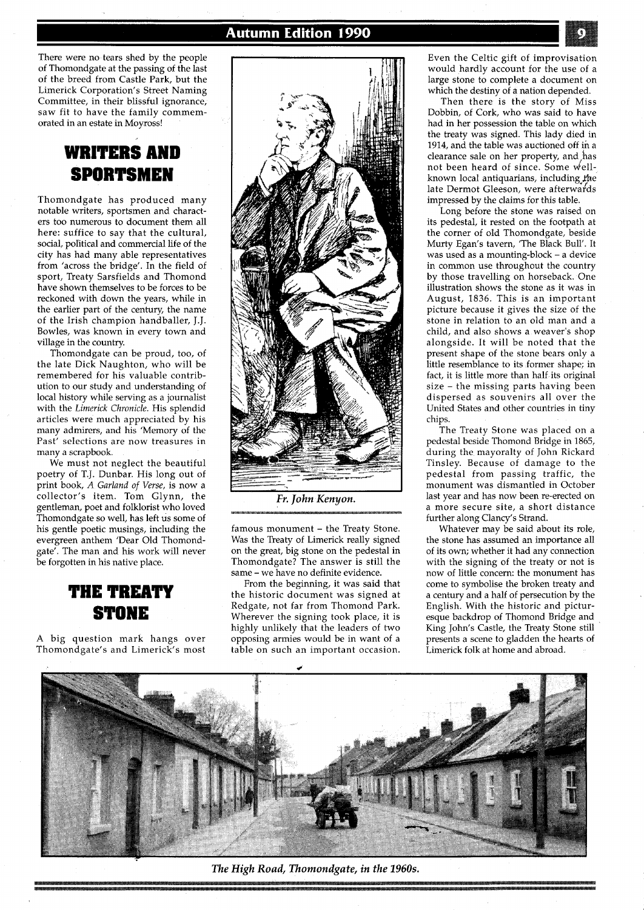There were no tears shed by the people of Thomondgate at the passing of the last of the breed from Castle Park, but the Limerick Corporation's Street Naming Committee, in their blissful ignorance, saw fit to have the family commemorated in an estate in Moyross!

## WRITERS AND SPORTSMEN

Thomondgate has produced many notable writers, sportsmen and characters too numerous to document them all here: suffice to say that the cultural, social, political and commercial life of the city has had many able representatives from 'across the bridge'. In the field of sport, Treaty Sarsfields and Thomond have shown themselves to be forces to be reckoned with down the years, while in the earlier part of the century, the name of the Irish champion handballer, J.J. Bowles, was known in every town and village in the country.

Thomondgate can be proud, too, of the late Dick Naughton, who will be remembered for his valuable contribution to our study and understanding of local history while serving as a journalist with the *Limerick Chronicle*. His splendid articles were much appreciated by his many admirers, and his 'Memory of the Past' selections are now treasures in many a scrapbook.

We must not neglect the beautiful poetry of T.J. Dunbar. His long out of print book, *A Garland of Verse*, is now a collector's item. Tom Glynn, the gentleman, poet and folklorist who loved Thomondgate so well, has left us some of his gentle poetic musings, including the evergreen anthem 'Dear Old Thomondgate'. The man and his work will never be forgotten in his native place.

## THE TREATY STONE

A big question mark hangs over Thomondgate's and Limerick's most famous monument – the Treaty Stone. Was the Treaty of Limerick really signed on the great, big stone on the pedestal in Thomondgate? The answer is still the same – we have no definite evidence.

*Fr. John Kenyon.*

From the beginning, it was said that the historic document was signed at Redgate, not far from Thomond Park. Wherever the signing took place, it is highly unlikely that the leaders of two opposing armies would be in want of a table on such an important occasion. Even the Celtic gift of improvisation would hardly account for the use of a large stone to complete a document on which the destiny of a nation depended.

Then there is the story of Miss Dobbin, of Cork, who was said to have had in her possession the table on which the treaty was signed. This lady died in 1914, and the table was auctioned off in a clearance sale on her property, and has not been heard of since. Some well-known local antiquarians, including the late Dermot Gleeson, were afterwards impressed by the claims for this table.

Long before the stone was raised on its pedestal, it rested on the footpath at the corner of old Thomondgate, beside Murty Egan's tavern, 'The Black Bull'. It was used as a mounting-block – a device in common use throughout the country by those travelling on horseback. One illustration shows the stone as it was in August, 1836. This is an important picture because it gives the size of the stone in relation to an old man and a child, and also shows a weaver's shop alongside. It will be noted that the present shape of the stone bears only a little resemblance to its former shape; in fact, it is little more than half its original size – the missing parts having been dispersed as souvenirs all over the United States and other countries in tiny chips.

The Treaty Stone was placed on a pedestal beside Thomond Bridge in 1865, during the mayoralty of John Rickard Tinsley. Because of damage to the pedestal from passing traffic, the monument was dismantled in October last year and has now been re-erected on a more secure site, a short distance further along Clancy's Strand.

Whatever may be said about its role, the stone has assumed an importance all of its own; whether it had any connection with the signing of the treaty or not is now of little concern: the monument has come to symbolise the broken treaty and a century and a half of persecution by the English. With the historic and picturesque backdrop of Thomond Bridge and King John's Castle, the Treaty Stone still presents a scene to gladden the hearts of Limerick folk at home and abroad.

*The High Road, Thomondgate, in the 1960s.*